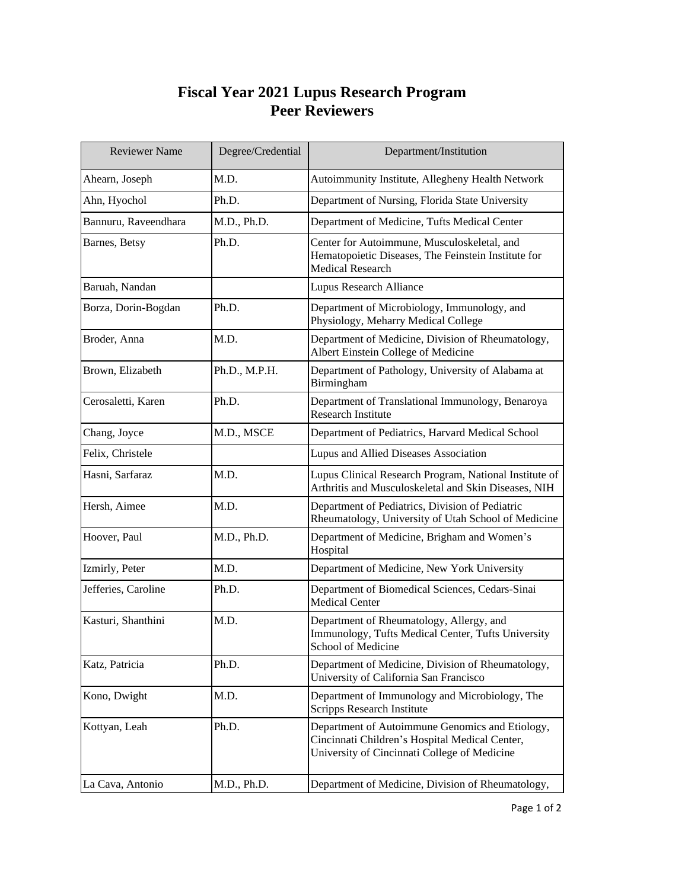# Fiscal Year 2021 Lupus Research Program Peer Reviewers

| Reviewer Name | Degree/Credential | Department/Institution |
|---|---|---|
| Ahearn, Joseph | M.D. | Autoimmunity Institute, Allegheny Health Network |
| Ahn, Hyochol | Ph.D. | Department of Nursing, Florida State University |
| Bannuru, Raveendhara | M.D., Ph.D. | Department of Medicine, Tufts Medical Center |
| Barnes, Betsy | Ph.D. | Center for Autoimmune, Musculoskeletal, and Hematopoietic Diseases, The Feinstein Institute for Medical Research |
| Baruah, Nandan | | Lupus Research Alliance |
| Borza, Dorin-Bogdan | Ph.D. | Department of Microbiology, Immunology, and Physiology, Meharry Medical College |
| Broder, Anna | M.D. | Department of Medicine, Division of Rheumatology, Albert Einstein College of Medicine |
| Brown, Elizabeth | Ph.D., M.P.H. | Department of Pathology, University of Alabama at Birmingham |
| Cerosaletti, Karen | Ph.D. | Department of Translational Immunology, Benaroya Research Institute |
| Chang, Joyce | M.D., MSCE | Department of Pediatrics, Harvard Medical School |
| Felix, Christele | | Lupus and Allied Diseases Association |
| Hasni, Sarfaraz | M.D. | Lupus Clinical Research Program, National Institute of Arthritis and Musculoskeletal and Skin Diseases, NIH |
| Hersh, Aimee | M.D. | Department of Pediatrics, Division of Pediatric Rheumatology, University of Utah School of Medicine |
| Hoover, Paul | M.D., Ph.D. | Department of Medicine, Brigham and Women's Hospital |
| Izmirly, Peter | M.D. | Department of Medicine, New York University |
| Jefferies, Caroline | Ph.D. | Department of Biomedical Sciences, Cedars-Sinai Medical Center |
| Kasturi, Shanthini | M.D. | Department of Rheumatology, Allergy, and Immunology, Tufts Medical Center, Tufts University School of Medicine |
| Katz, Patricia | Ph.D. | Department of Medicine, Division of Rheumatology, University of California San Francisco |
| Kono, Dwight | M.D. | Department of Immunology and Microbiology, The Scripps Research Institute |
| Kottyan, Leah | Ph.D. | Department of Autoimmune Genomics and Etiology, Cincinnati Children's Hospital Medical Center, University of Cincinnati College of Medicine |
| La Cava, Antonio | M.D., Ph.D. | Department of Medicine, Division of Rheumatology, |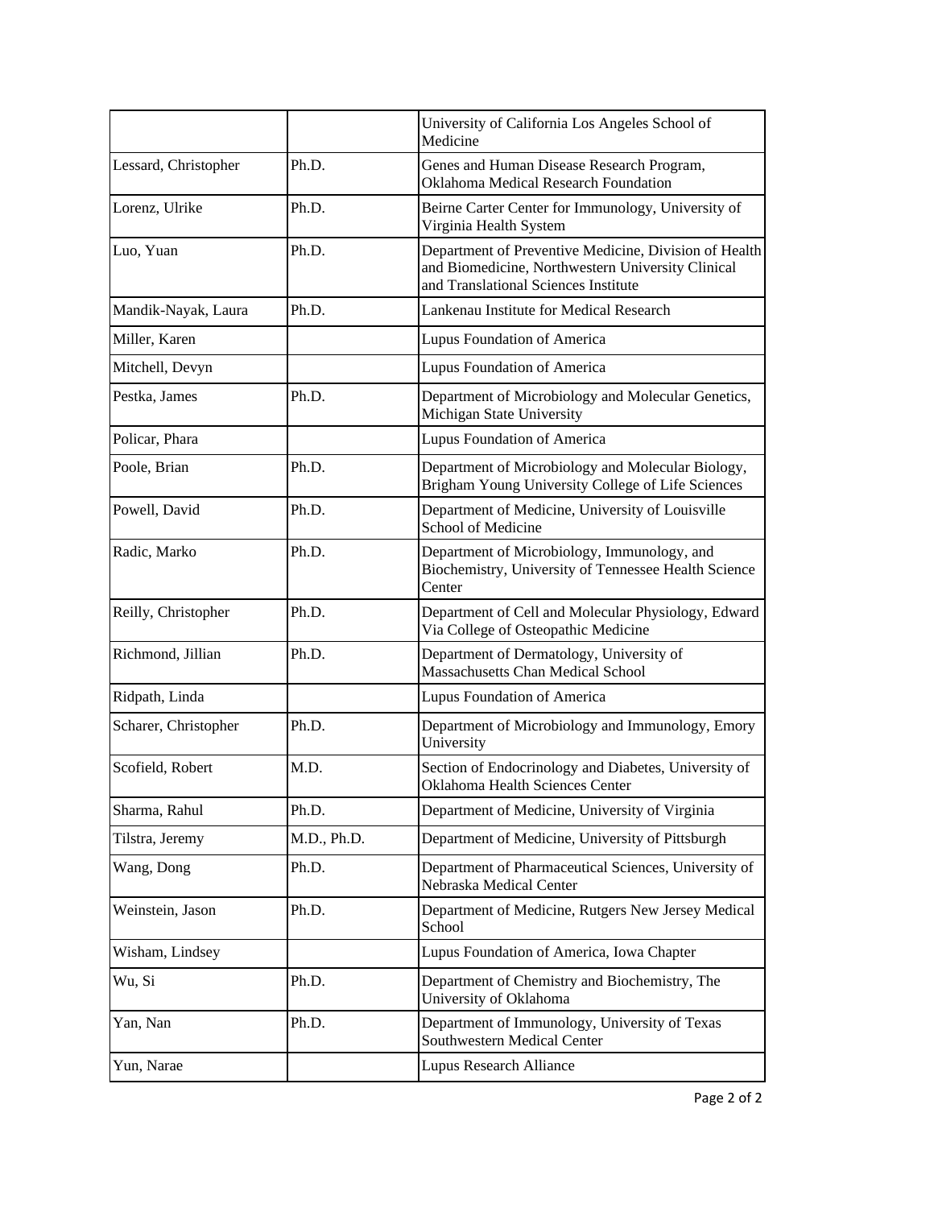| | | |
|---|---|---|
| | | University of California Los Angeles School of Medicine |
| Lessard, Christopher | Ph.D. | Genes and Human Disease Research Program, Oklahoma Medical Research Foundation |
| Lorenz, Ulrike | Ph.D. | Beirne Carter Center for Immunology, University of Virginia Health System |
| Luo, Yuan | Ph.D. | Department of Preventive Medicine, Division of Health and Biomedicine, Northwestern University Clinical and Translational Sciences Institute |
| Mandik-Nayak, Laura | Ph.D. | Lankenau Institute for Medical Research |
| Miller, Karen | | Lupus Foundation of America |
| Mitchell, Devyn | | Lupus Foundation of America |
| Pestka, James | Ph.D. | Department of Microbiology and Molecular Genetics, Michigan State University |
| Policar, Phara | | Lupus Foundation of America |
| Poole, Brian | Ph.D. | Department of Microbiology and Molecular Biology, Brigham Young University College of Life Sciences |
| Powell, David | Ph.D. | Department of Medicine, University of Louisville School of Medicine |
| Radic, Marko | Ph.D. | Department of Microbiology, Immunology, and Biochemistry, University of Tennessee Health Science Center |
| Reilly, Christopher | Ph.D. | Department of Cell and Molecular Physiology, Edward Via College of Osteopathic Medicine |
| Richmond, Jillian | Ph.D. | Department of Dermatology, University of Massachusetts Chan Medical School |
| Ridpath, Linda | | Lupus Foundation of America |
| Scharer, Christopher | Ph.D. | Department of Microbiology and Immunology, Emory University |
| Scofield, Robert | M.D. | Section of Endocrinology and Diabetes, University of Oklahoma Health Sciences Center |
| Sharma, Rahul | Ph.D. | Department of Medicine, University of Virginia |
| Tilstra, Jeremy | M.D., Ph.D. | Department of Medicine, University of Pittsburgh |
| Wang, Dong | Ph.D. | Department of Pharmaceutical Sciences, University of Nebraska Medical Center |
| Weinstein, Jason | Ph.D. | Department of Medicine, Rutgers New Jersey Medical School |
| Wisham, Lindsey | | Lupus Foundation of America, Iowa Chapter |
| Wu, Si | Ph.D. | Department of Chemistry and Biochemistry, The University of Oklahoma |
| Yan, Nan | Ph.D. | Department of Immunology, University of Texas Southwestern Medical Center |
| Yun, Narae | | Lupus Research Alliance |